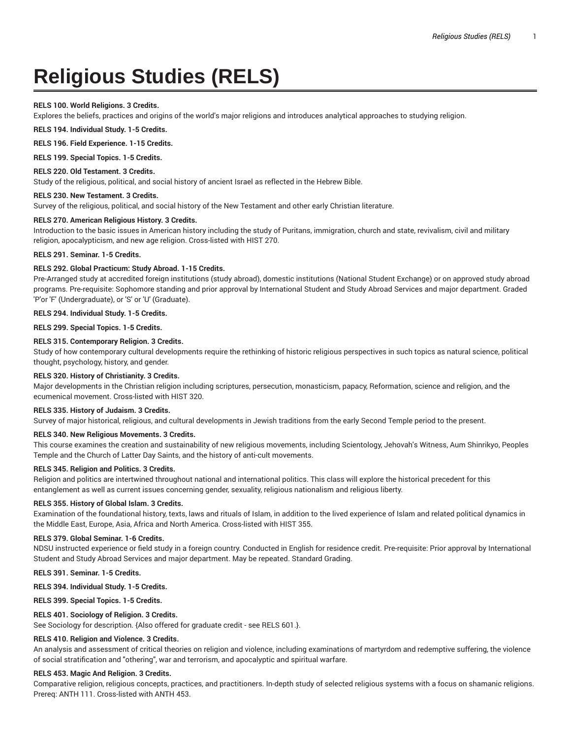# Religious Studies (RELS)

**RELS 100. World Religions. 3 Credits.**
Explores the beliefs, practices and origins of the world's major religions and introduces analytical approaches to studying religion.

**RELS 194. Individual Study. 1-5 Credits.**

**RELS 196. Field Experience. 1-15 Credits.**

**RELS 199. Special Topics. 1-5 Credits.**

**RELS 220. Old Testament. 3 Credits.**
Study of the religious, political, and social history of ancient Israel as reflected in the Hebrew Bible.

**RELS 230. New Testament. 3 Credits.**
Survey of the religious, political, and social history of the New Testament and other early Christian literature.

**RELS 270. American Religious History. 3 Credits.**
Introduction to the basic issues in American history including the study of Puritans, immigration, church and state, revivalism, civil and military religion, apocalypticism, and new age religion. Cross-listed with HIST 270.

**RELS 291. Seminar. 1-5 Credits.**

**RELS 292. Global Practicum: Study Abroad. 1-15 Credits.**
Pre-Arranged study at accredited foreign institutions (study abroad), domestic institutions (National Student Exchange) or on approved study abroad programs. Pre-requisite: Sophomore standing and prior approval by International Student and Study Abroad Services and major department. Graded 'P'or 'F' (Undergraduate), or 'S' or 'U' (Graduate).

**RELS 294. Individual Study. 1-5 Credits.**

**RELS 299. Special Topics. 1-5 Credits.**

**RELS 315. Contemporary Religion. 3 Credits.**
Study of how contemporary cultural developments require the rethinking of historic religious perspectives in such topics as natural science, political thought, psychology, history, and gender.

**RELS 320. History of Christianity. 3 Credits.**
Major developments in the Christian religion including scriptures, persecution, monasticism, papacy, Reformation, science and religion, and the ecumenical movement. Cross-listed with HIST 320.

**RELS 335. History of Judaism. 3 Credits.**
Survey of major historical, religious, and cultural developments in Jewish traditions from the early Second Temple period to the present.

**RELS 340. New Religious Movements. 3 Credits.**
This course examines the creation and sustainability of new religious movements, including Scientology, Jehovah's Witness, Aum Shinrikyo, Peoples Temple and the Church of Latter Day Saints, and the history of anti-cult movements.

**RELS 345. Religion and Politics. 3 Credits.**
Religion and politics are intertwined throughout national and international politics. This class will explore the historical precedent for this entanglement as well as current issues concerning gender, sexuality, religious nationalism and religious liberty.

**RELS 355. History of Global Islam. 3 Credits.**
Examination of the foundational history, texts, laws and rituals of Islam, in addition to the lived experience of Islam and related political dynamics in the Middle East, Europe, Asia, Africa and North America. Cross-listed with HIST 355.

**RELS 379. Global Seminar. 1-6 Credits.**
NDSU instructed experience or field study in a foreign country. Conducted in English for residence credit. Pre-requisite: Prior approval by International Student and Study Abroad Services and major department. May be repeated. Standard Grading.

**RELS 391. Seminar. 1-5 Credits.**

**RELS 394. Individual Study. 1-5 Credits.**

**RELS 399. Special Topics. 1-5 Credits.**

**RELS 401. Sociology of Religion. 3 Credits.**
See Sociology for description. {Also offered for graduate credit - see RELS 601.}.

**RELS 410. Religion and Violence. 3 Credits.**
An analysis and assessment of critical theories on religion and violence, including examinations of martyrdom and redemptive suffering, the violence of social stratification and "othering", war and terrorism, and apocalyptic and spiritual warfare.

**RELS 453. Magic And Religion. 3 Credits.**
Comparative religion, religious concepts, practices, and practitioners. In-depth study of selected religious systems with a focus on shamanic religions. Prereq: ANTH 111. Cross-listed with ANTH 453.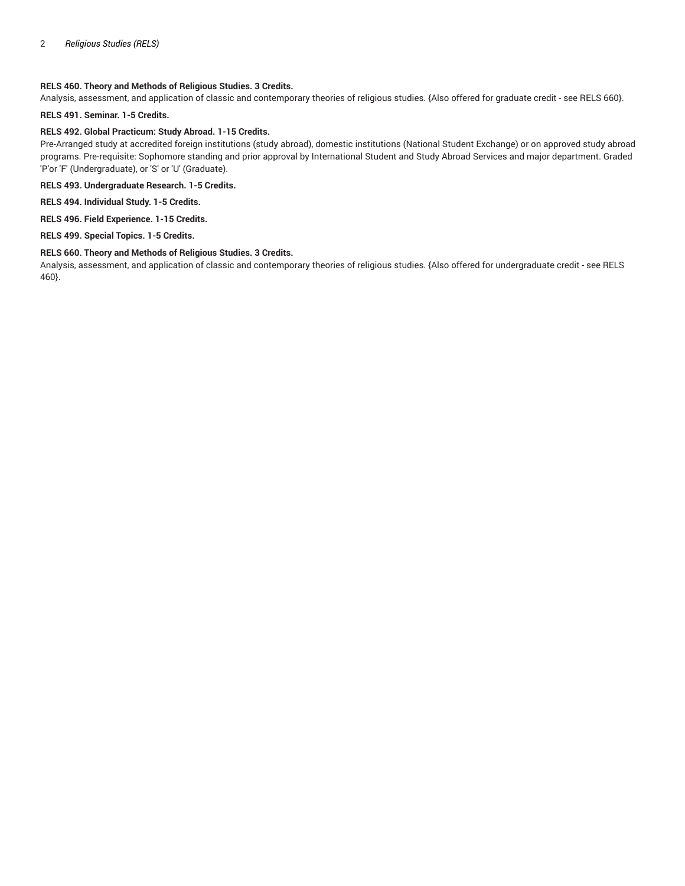**RELS 460. Theory and Methods of Religious Studies. 3 Credits.**
Analysis, assessment, and application of classic and contemporary theories of religious studies. {Also offered for graduate credit - see RELS 660}.

**RELS 491. Seminar. 1-5 Credits.**

**RELS 492. Global Practicum: Study Abroad. 1-15 Credits.**
Pre-Arranged study at accredited foreign institutions (study abroad), domestic institutions (National Student Exchange) or on approved study abroad programs. Pre-requisite: Sophomore standing and prior approval by International Student and Study Abroad Services and major department. Graded 'P'or 'F' (Undergraduate), or 'S' or 'U' (Graduate).

**RELS 493. Undergraduate Research. 1-5 Credits.**

**RELS 494. Individual Study. 1-5 Credits.**

**RELS 496. Field Experience. 1-15 Credits.**

**RELS 499. Special Topics. 1-5 Credits.**

**RELS 660. Theory and Methods of Religious Studies. 3 Credits.**
Analysis, assessment, and application of classic and contemporary theories of religious studies. {Also offered for undergraduate credit - see RELS 460}.